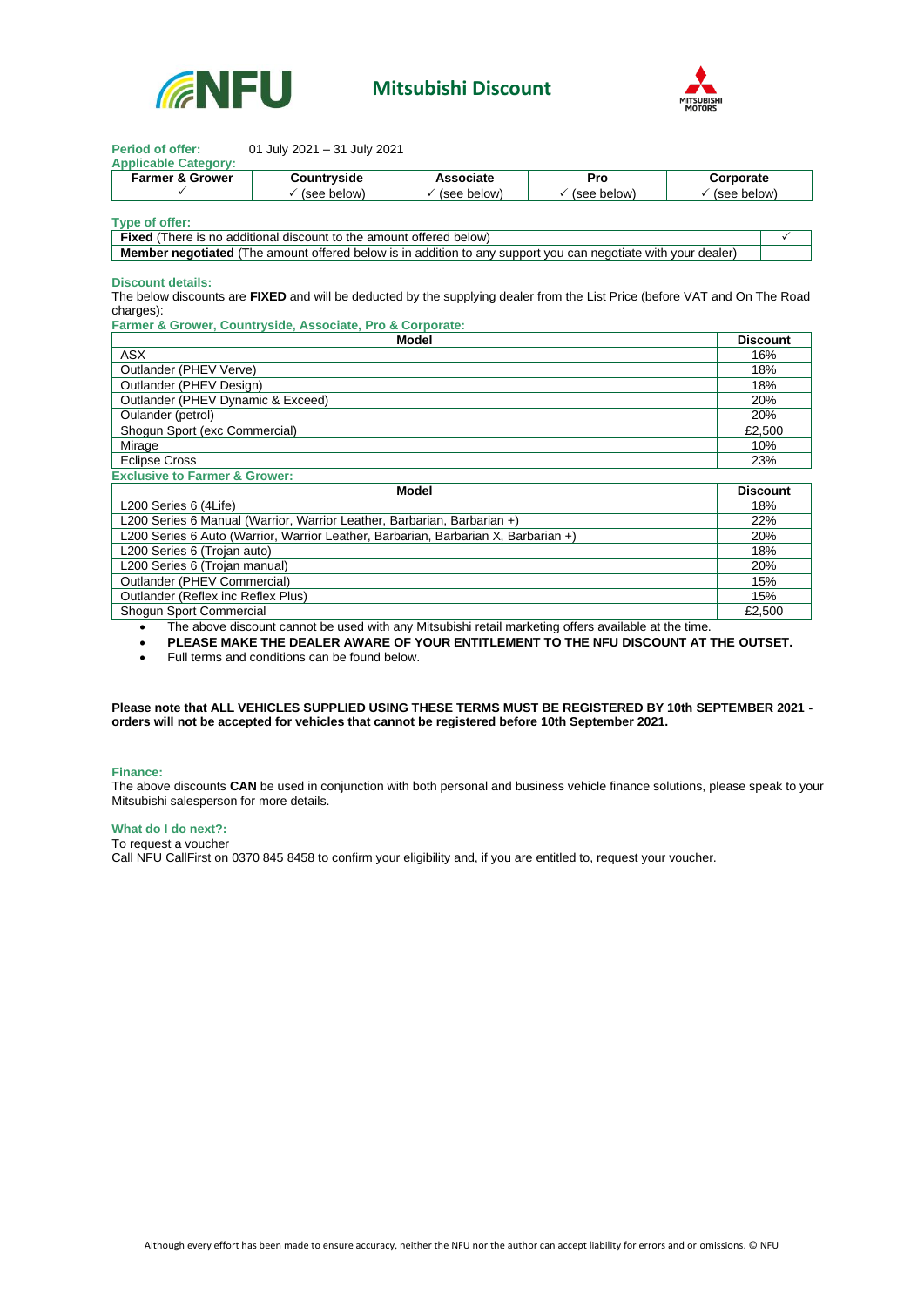# Mitsubishi Discount

**Period of offer:** 01 July 2021 – 31 July 2021

**Applicable Category:**

| Farmer & Grower | Countryside | Associate | Pro | Corporate |
|---|---|---|---|---|
| ✓ | ✓ (see below) | ✓ (see below) | ✓ (see below) | ✓ (see below) |

**Type of offer:**

| | |
|---|---|
| **Fixed** (There is no additional discount to the amount offered below) | ✓ |
| **Member negotiated** (The amount offered below is in addition to any support you can negotiate with your dealer) | |

**Discount details:**

The below discounts are **FIXED** and will be deducted by the supplying dealer from the List Price (before VAT and On The Road charges):

**Farmer & Grower, Countryside, Associate, Pro & Corporate:**

| Model | Discount |
|---|---|
| ASX | 16% |
| Outlander (PHEV Verve) | 18% |
| Outlander (PHEV Design) | 18% |
| Outlander (PHEV Dynamic & Exceed) | 20% |
| Oulander (petrol) | 20% |
| Shogun Sport (exc Commercial) | £2,500 |
| Mirage | 10% |
| Eclipse Cross | 23% |

**Exclusive to Farmer & Grower:**

| Model | Discount |
|---|---|
| L200 Series 6 (4Life) | 18% |
| L200 Series 6 Manual (Warrior, Warrior Leather, Barbarian, Barbarian +) | 22% |
| L200 Series 6 Auto (Warrior, Warrior Leather, Barbarian, Barbarian X, Barbarian +) | 20% |
| L200 Series 6 (Trojan auto) | 18% |
| L200 Series 6 (Trojan manual) | 20% |
| Outlander (PHEV Commercial) | 15% |
| Outlander (Reflex inc Reflex Plus) | 15% |
| Shogun Sport Commercial | £2,500 |

- The above discount cannot be used with any Mitsubishi retail marketing offers available at the time.
- **PLEASE MAKE THE DEALER AWARE OF YOUR ENTITLEMENT TO THE NFU DISCOUNT AT THE OUTSET.**
- Full terms and conditions can be found below.

**Please note that ALL VEHICLES SUPPLIED USING THESE TERMS MUST BE REGISTERED BY 10th SEPTEMBER 2021 - orders will not be accepted for vehicles that cannot be registered before 10th September 2021.**

**Finance:**

The above discounts **CAN** be used in conjunction with both personal and business vehicle finance solutions, please speak to your Mitsubishi salesperson for more details.

**What do I do next?:**

To request a voucher

Call NFU CallFirst on 0370 845 8458 to confirm your eligibility and, if you are entitled to, request your voucher.

Although every effort has been made to ensure accuracy, neither the NFU nor the author can accept liability for errors and or omissions. © NFU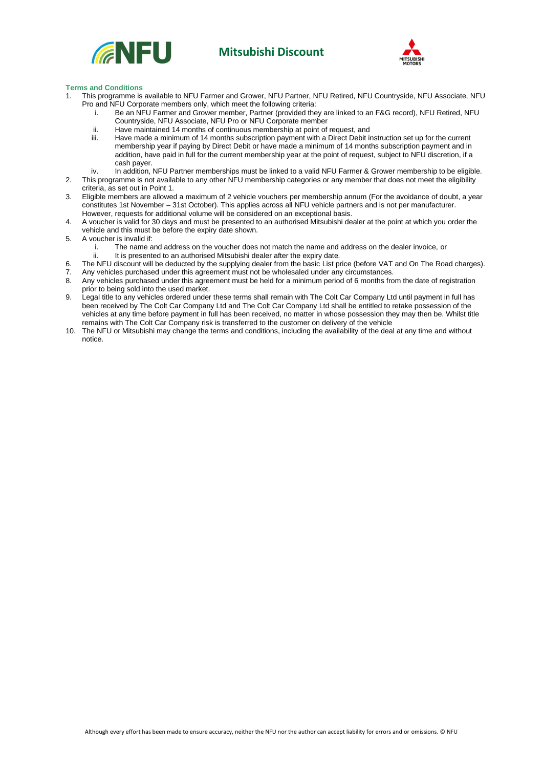# Mitsubishi Discount

## Terms and Conditions

1. This programme is available to NFU Farmer and Grower, NFU Partner, NFU Retired, NFU Countryside, NFU Associate, NFU Pro and NFU Corporate members only, which meet the following criteria:
   i. Be an NFU Farmer and Grower member, Partner (provided they are linked to an F&G record), NFU Retired, NFU Countryside, NFU Associate, NFU Pro or NFU Corporate member
   ii. Have maintained 14 months of continuous membership at point of request, and
   iii. Have made a minimum of 14 months subscription payment with a Direct Debit instruction set up for the current membership year if paying by Direct Debit or have made a minimum of 14 months subscription payment and in addition, have paid in full for the current membership year at the point of request, subject to NFU discretion, if a cash payer.
   iv. In addition, NFU Partner memberships must be linked to a valid NFU Farmer & Grower membership to be eligible.
2. This programme is not available to any other NFU membership categories or any member that does not meet the eligibility criteria, as set out in Point 1.
3. Eligible members are allowed a maximum of 2 vehicle vouchers per membership annum (For the avoidance of doubt, a year constitutes 1st November – 31st October). This applies across all NFU vehicle partners and is not per manufacturer. However, requests for additional volume will be considered on an exceptional basis.
4. A voucher is valid for 30 days and must be presented to an authorised Mitsubishi dealer at the point at which you order the vehicle and this must be before the expiry date shown.
5. A voucher is invalid if:
   i. The name and address on the voucher does not match the name and address on the dealer invoice, or
   ii. It is presented to an authorised Mitsubishi dealer after the expiry date.
6. The NFU discount will be deducted by the supplying dealer from the basic List price (before VAT and On The Road charges).
7. Any vehicles purchased under this agreement must not be wholesaled under any circumstances.
8. Any vehicles purchased under this agreement must be held for a minimum period of 6 months from the date of registration prior to being sold into the used market.
9. Legal title to any vehicles ordered under these terms shall remain with The Colt Car Company Ltd until payment in full has been received by The Colt Car Company Ltd and The Colt Car Company Ltd shall be entitled to retake possession of the vehicles at any time before payment in full has been received, no matter in whose possession they may then be. Whilst title remains with The Colt Car Company risk is transferred to the customer on delivery of the vehicle
10. The NFU or Mitsubishi may change the terms and conditions, including the availability of the deal at any time and without notice.

Although every effort has been made to ensure accuracy, neither the NFU nor the author can accept liability for errors and or omissions. © NFU